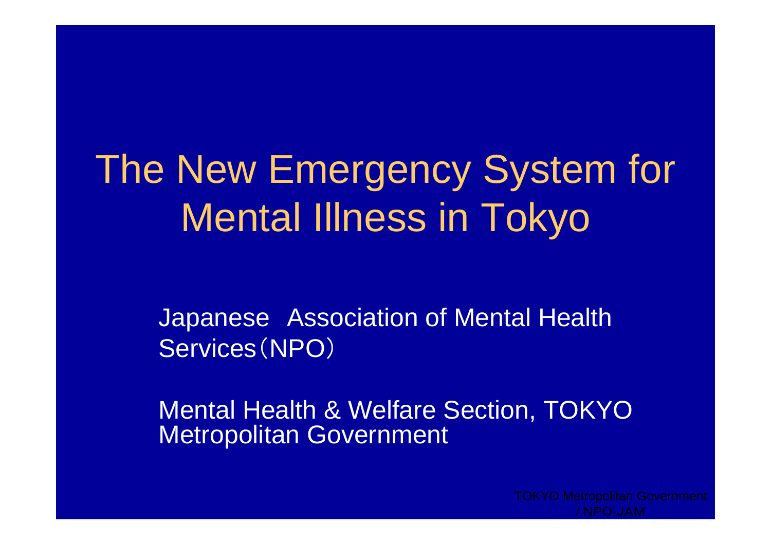# The New Emergency System for Mental Illness in Tokyo

Japanese Association of Mental Health Services（NPO）

Mental Health & Welfare Section, TOKYO Metropolitan Government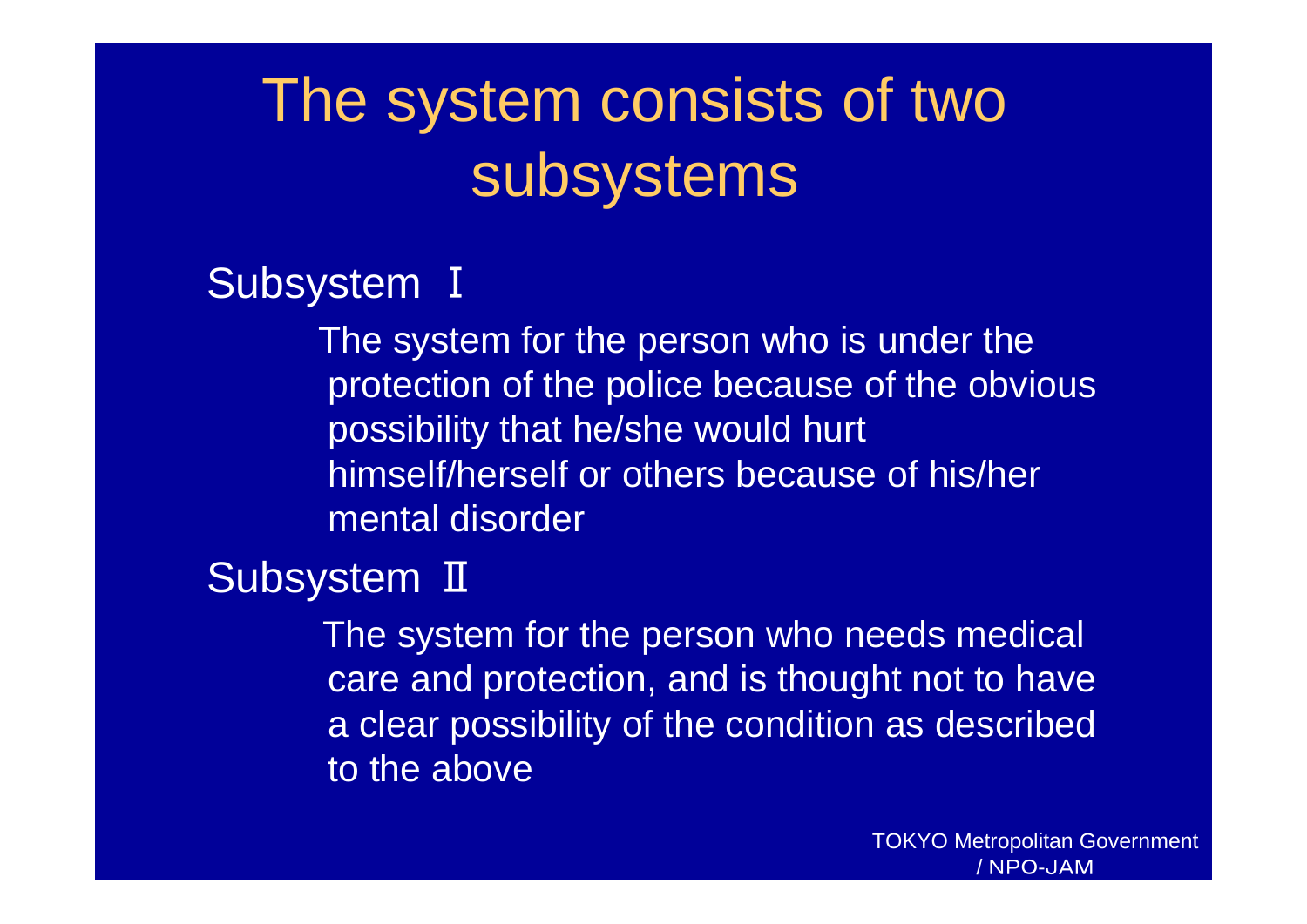# The system consists of two subsystems

## Subsystem Ⅰ

The system for the person who is under the protection of the police because of the obvious possibility that he/she would hurt himself/herself or others because of his/her mental disorder

## Subsystem Ⅱ

The system for the person who needs medical care and protection, and is thought not to have a clear possibility of the condition as described to the above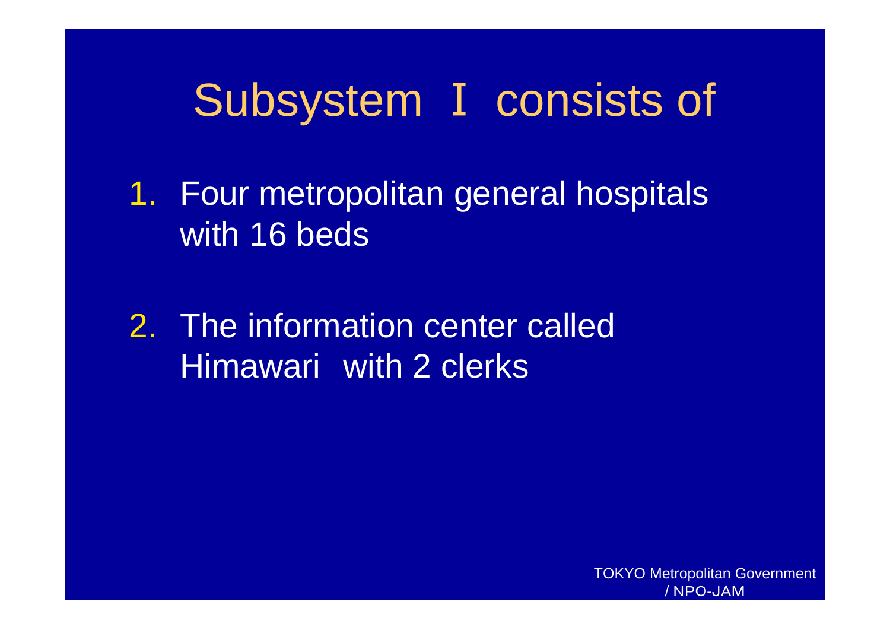# Subsystem Ⅰ consists of

1. Four metropolitan general hospitals with 16 beds

2. The information center called Himawari with 2 clerks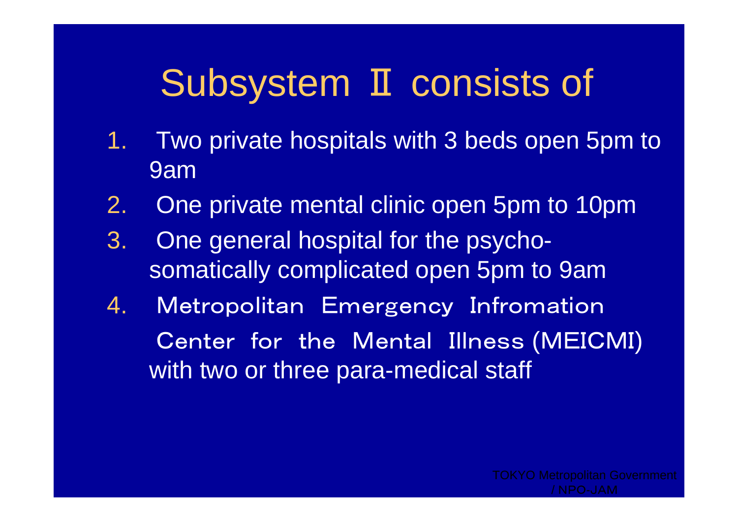# Subsystem Ⅱ consists of

1. Two private hospitals with 3 beds open 5pm to 9am
2. One private mental clinic open 5pm to 10pm
3. One general hospital for the psycho-somatically complicated open 5pm to 9am
4. Metropolitan Emergency Infromation Center for the Mental Illness (MEICMI) with two or three para-medical staff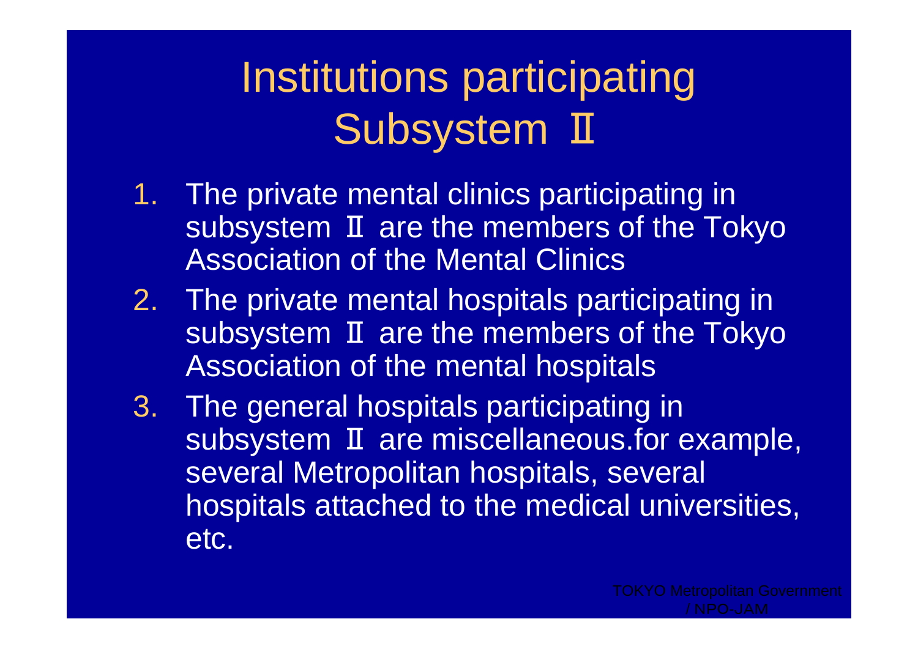# Institutions participating Subsystem Ⅱ

1. The private mental clinics participating in subsystem Ⅱ are the members of the Tokyo Association of the Mental Clinics
2. The private mental hospitals participating in subsystem Ⅱ are the members of the Tokyo Association of the mental hospitals
3. The general hospitals participating in subsystem Ⅱ are miscellaneous.for example, several Metropolitan hospitals, several hospitals attached to the medical universities, etc.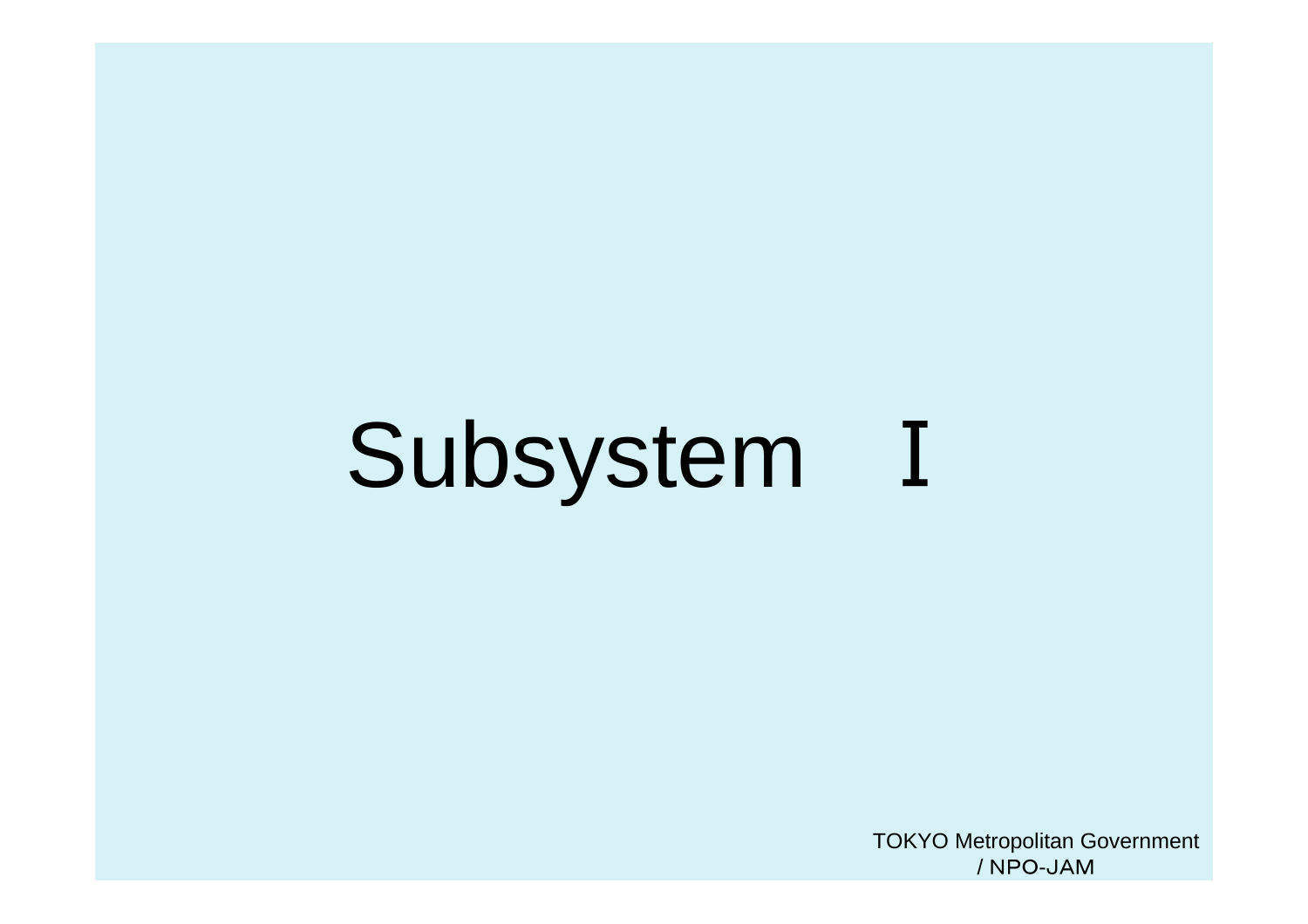# Subsystem Ⅰ

TOKYO Metropolitan Government / NPO-JAM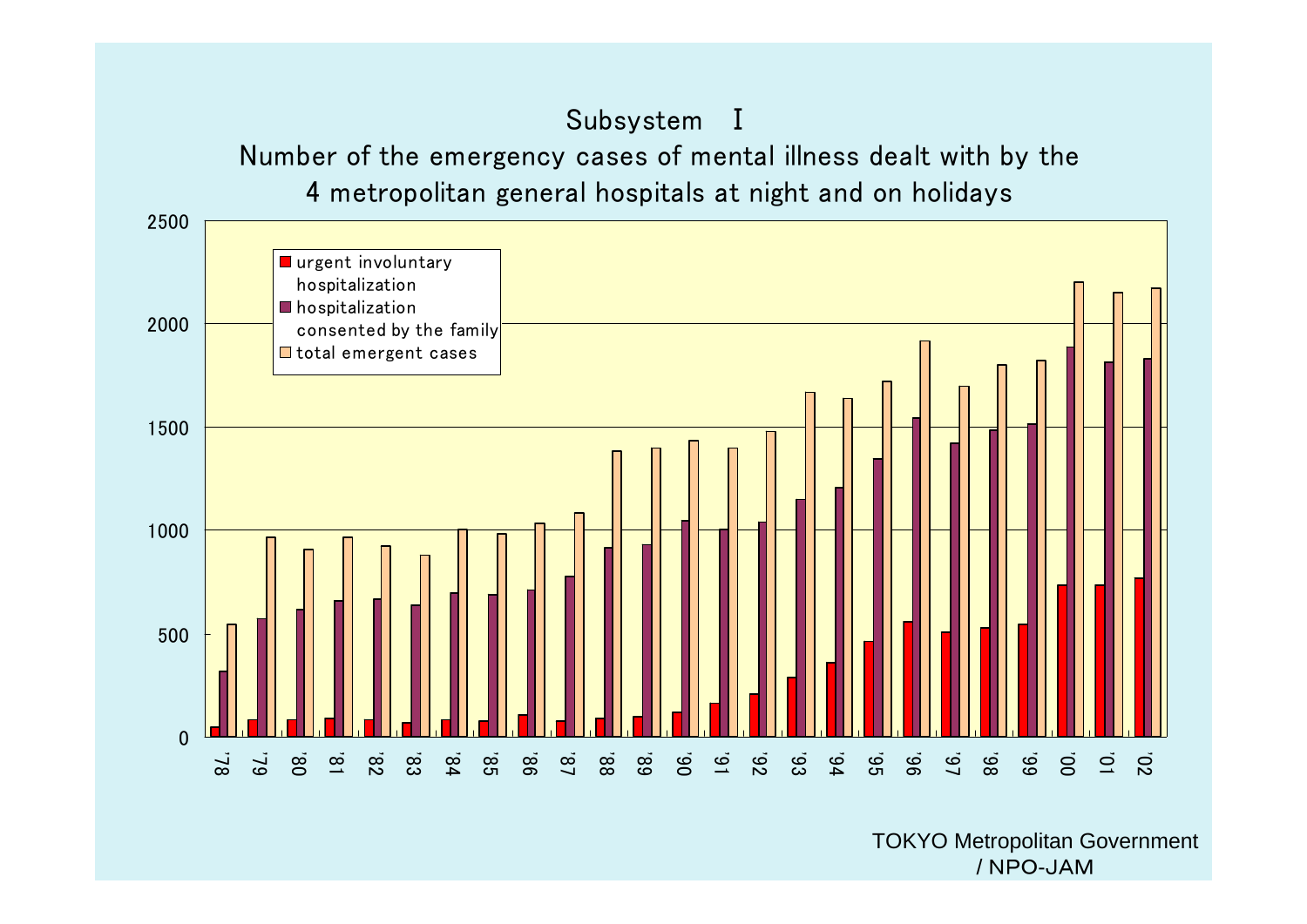# Subsystem Ⅰ

## Number of the emergency cases of mental illness dealt with by the 4 metropolitan general hospitals at night and on holidays

- urgent involuntary hospitalization
- hospitalization consented by the family
- total emergent cases

Years: '78, '79, '80, '81, '82, '83, '84, '85, '86, '87, '88, '89, '90, '91, '92, '93, '94, '95, '96, '97, '98, '99, '00, '01, '02

TOKYO Metropolitan Government / NPO-JAM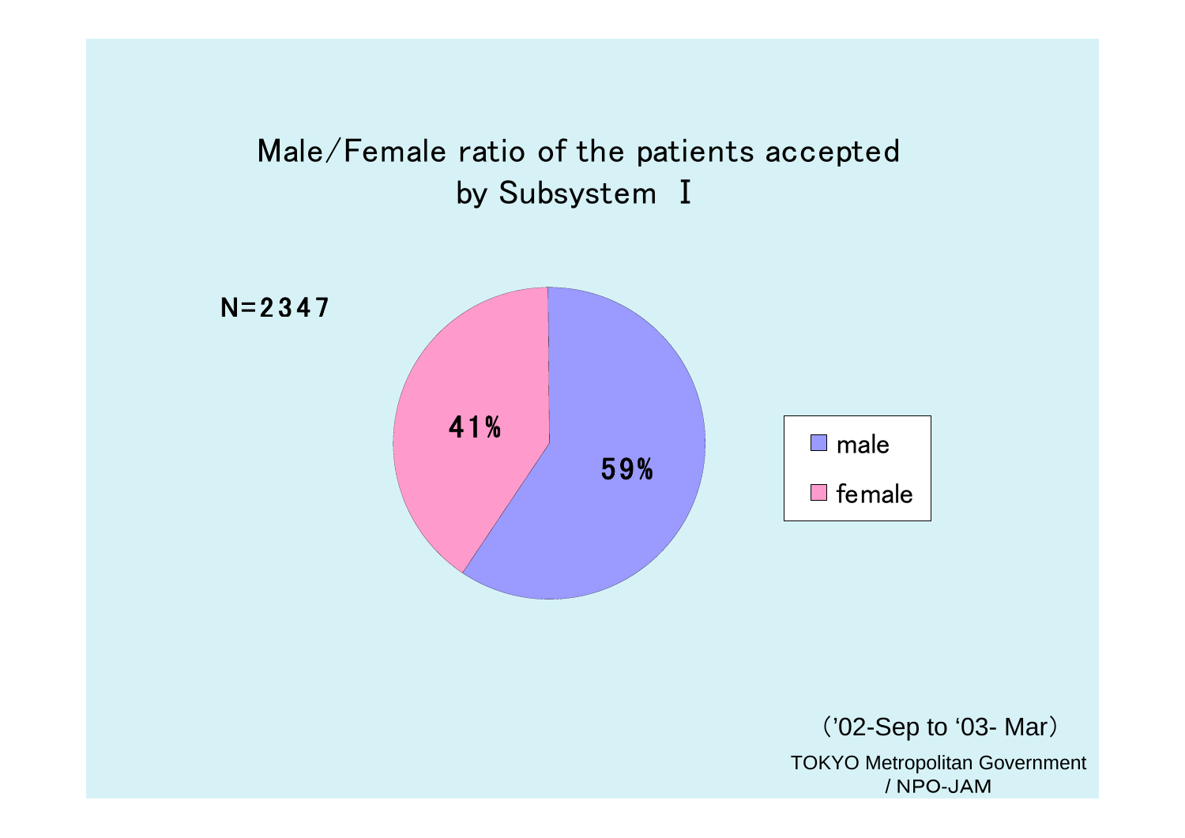# Male/Female ratio of the patients accepted by Subsystem Ⅰ

N=2347

| | |
|---|---|
| male | 59% |
| female | 41% |

（'02-Sep to '03- Mar）

TOKYO Metropolitan Government / NPO-JAM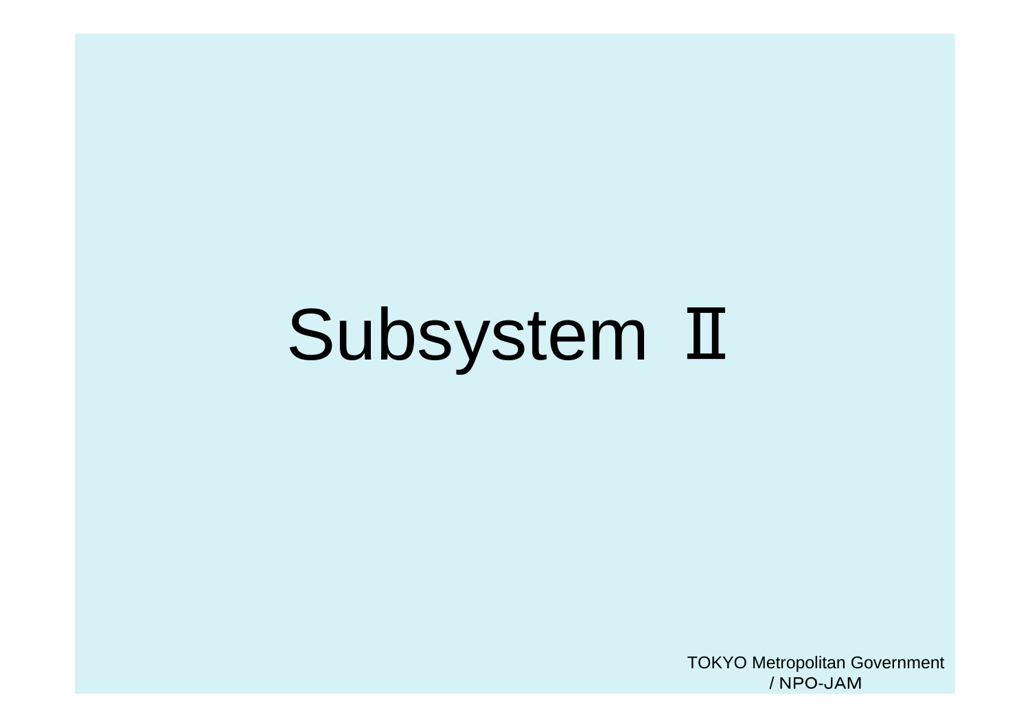# Subsystem Ⅱ

TOKYO Metropolitan Government
/ NPO-JAM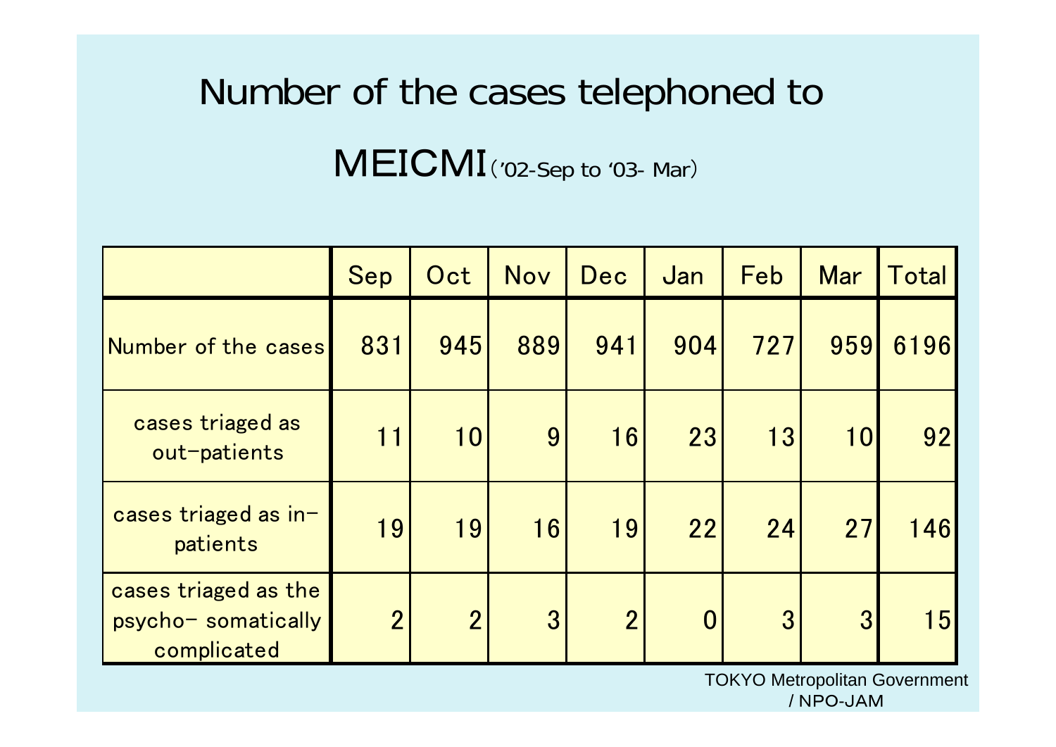# Number of the cases telephoned to MEICMI ('02-Sep to '03- Mar)

| | Sep | Oct | Nov | Dec | Jan | Feb | Mar | Total |
|---|---|---|---|---|---|---|---|---|
| Number of the cases | 831 | 945 | 889 | 941 | 904 | 727 | 959 | 6196 |
| cases triaged as out-patients | 11 | 10 | 9 | 16 | 23 | 13 | 10 | 92 |
| cases triaged as in-patients | 19 | 19 | 16 | 19 | 22 | 24 | 27 | 146 |
| cases triaged as the psycho- somatically complicated | 2 | 2 | 3 | 2 | 0 | 3 | 3 | 15 |

TOKYO Metropolitan Government / NPO-JAM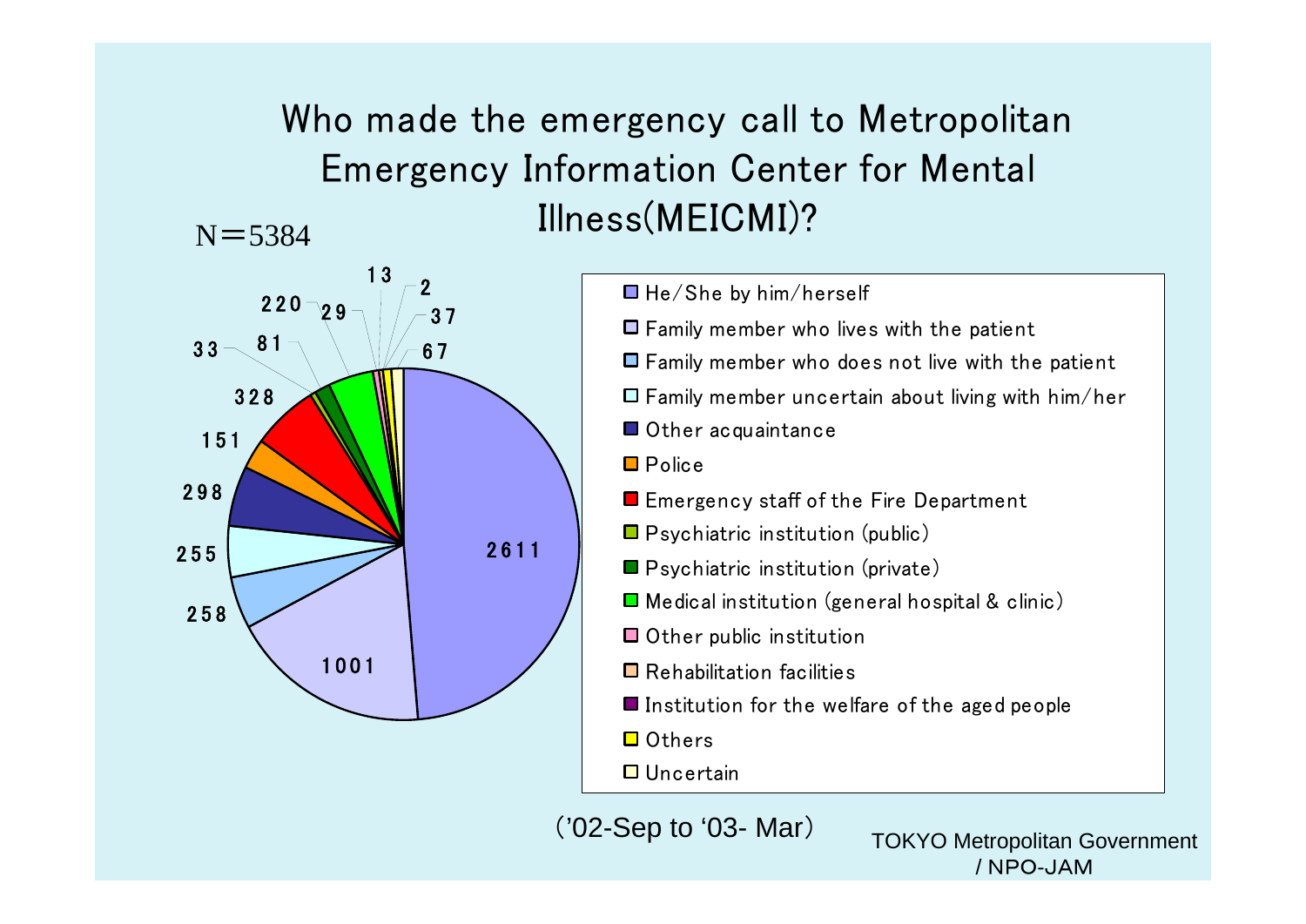# Who made the emergency call to Metropolitan Emergency Information Center for Mental Illness(MEICMI)?

N＝5384

| Caller | Number |
|---|---|
| He/She by him/herself | 2611 |
| Family member who lives with the patient | 1001 |
| Family member who does not live with the patient | 258 |
| Family member uncertain about living with him/her | 255 |
| Other acquaintance | 298 |
| Police | 151 |
| Emergency staff of the Fire Department | 328 |
| Psychiatric institution (public) | 33 |
| Psychiatric institution (private) | 81 |
| Medical institution (general hospital & clinic) | 220 |
| Other public institution | 29 |
| Rehabilitation facilities | 13 |
| Institution for the welfare of the aged people | 2 |
| Others | 37 |
| Uncertain | 67 |

（'02-Sep to '03- Mar）

TOKYO Metropolitan Government / NPO-JAM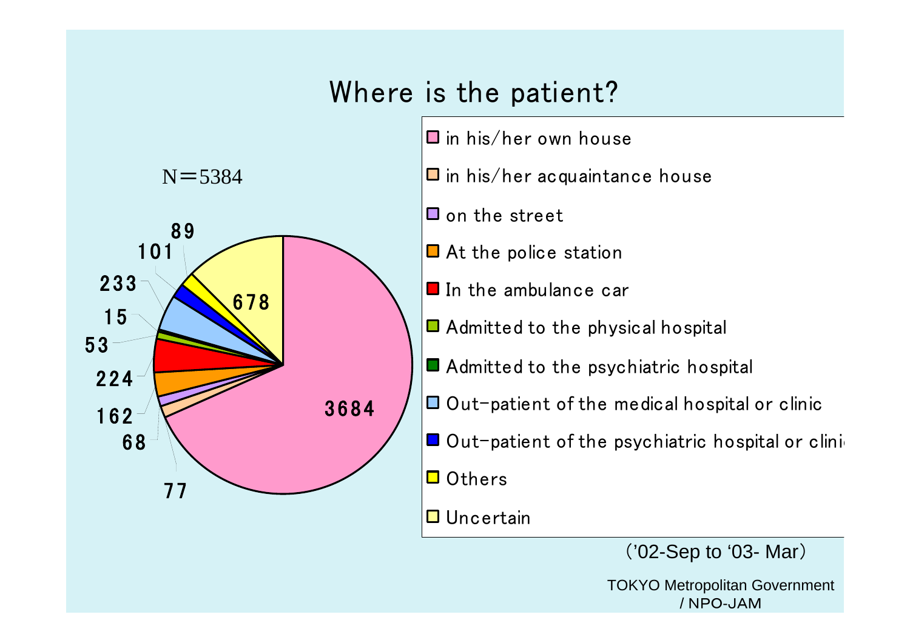# Where is the patient?

N＝5384

| Location | Number |
|---|---|
| in his/her own house | 3684 |
| in his/her acquaintance house | 77 |
| on the street | 68 |
| At the police station | 162 |
| In the ambulance car | 224 |
| Admitted to the physical hospital | 53 |
| Admitted to the psychiatric hospital | 15 |
| Out-patient of the medical hospital or clinic | 233 |
| Out-patient of the psychiatric hospital or clinic | 101 |
| Others | 89 |
| Uncertain | 678 |

（'02-Sep to '03- Mar）

TOKYO Metropolitan Government / NPO-JAM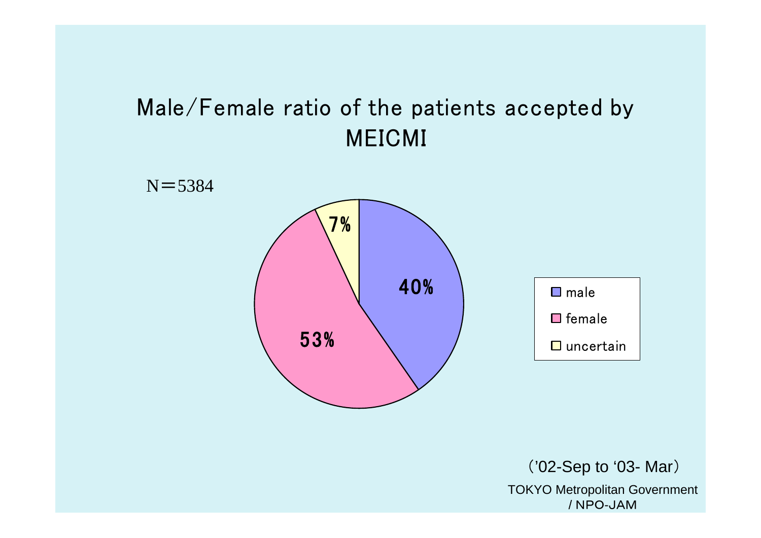# Male/Female ratio of the patients accepted by MEICMI

N＝5384

| Category | Percentage |
|---|---|
| male | 40% |
| female | 53% |
| uncertain | 7% |

（’02-Sep to ‘03- Mar）

TOKYO Metropolitan Government / NPO-JAM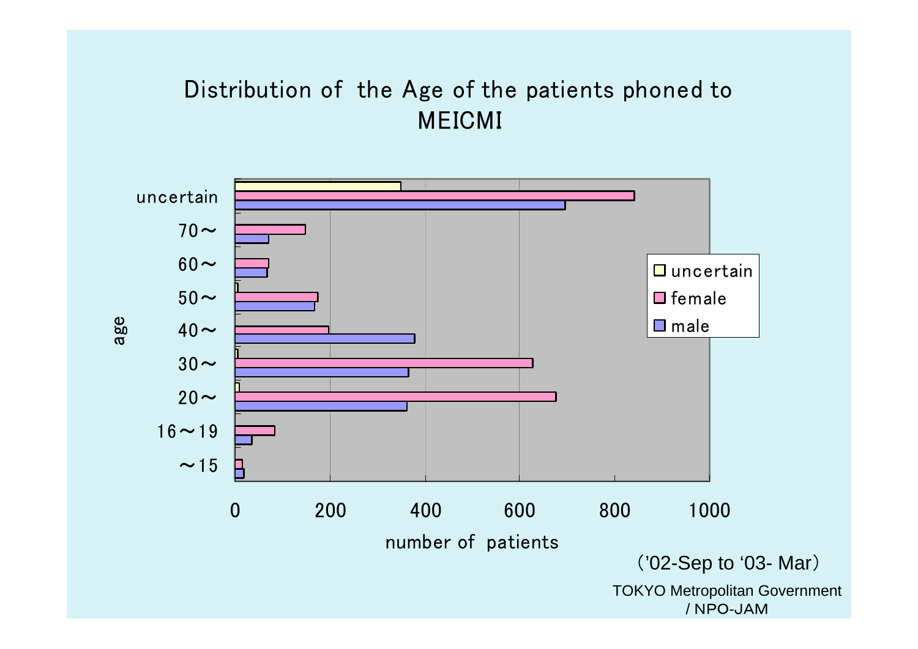# Distribution of the Age of the patients phoned to MEICMI

age

| age | uncertain | female | male |
|---|---|---|---|
| uncertain | | | |
| 70～ | | | |
| 60～ | | | |
| 50～ | | | |
| 40～ | | | |
| 30～ | | | |
| 20～ | | | |
| 16～19 | | | |
| ～15 | | | |

0 200 400 600 800 1000

number of patients

（'02-Sep to '03- Mar）

TOKYO Metropolitan Government / NPO-JAM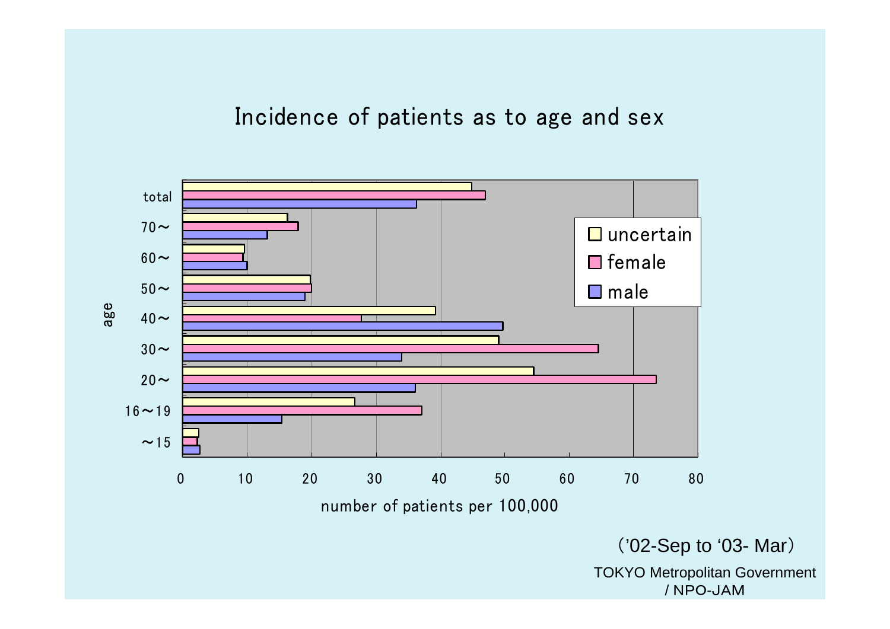# Incidence of patients as to age and sex

| age | uncertain | female | male |
|---|---|---|---|
| total | 45 | 47 | 36 |
| 70～ | 16 | 18 | 13 |
| 60～ | 10 | 9 | 10 |
| 50～ | 20 | 20 | 19 |
| 40～ | 39 | 28 | 50 |
| 30～ | 49 | 65 | 34 |
| 20～ | 55 | 74 | 36 |
| 16～19 | 27 | 37 | 15 |
| ～15 | 2 | 2 | 3 |

number of patients per 100,000

(’02-Sep to ‘03- Mar)

TOKYO Metropolitan Government / NPO-JAM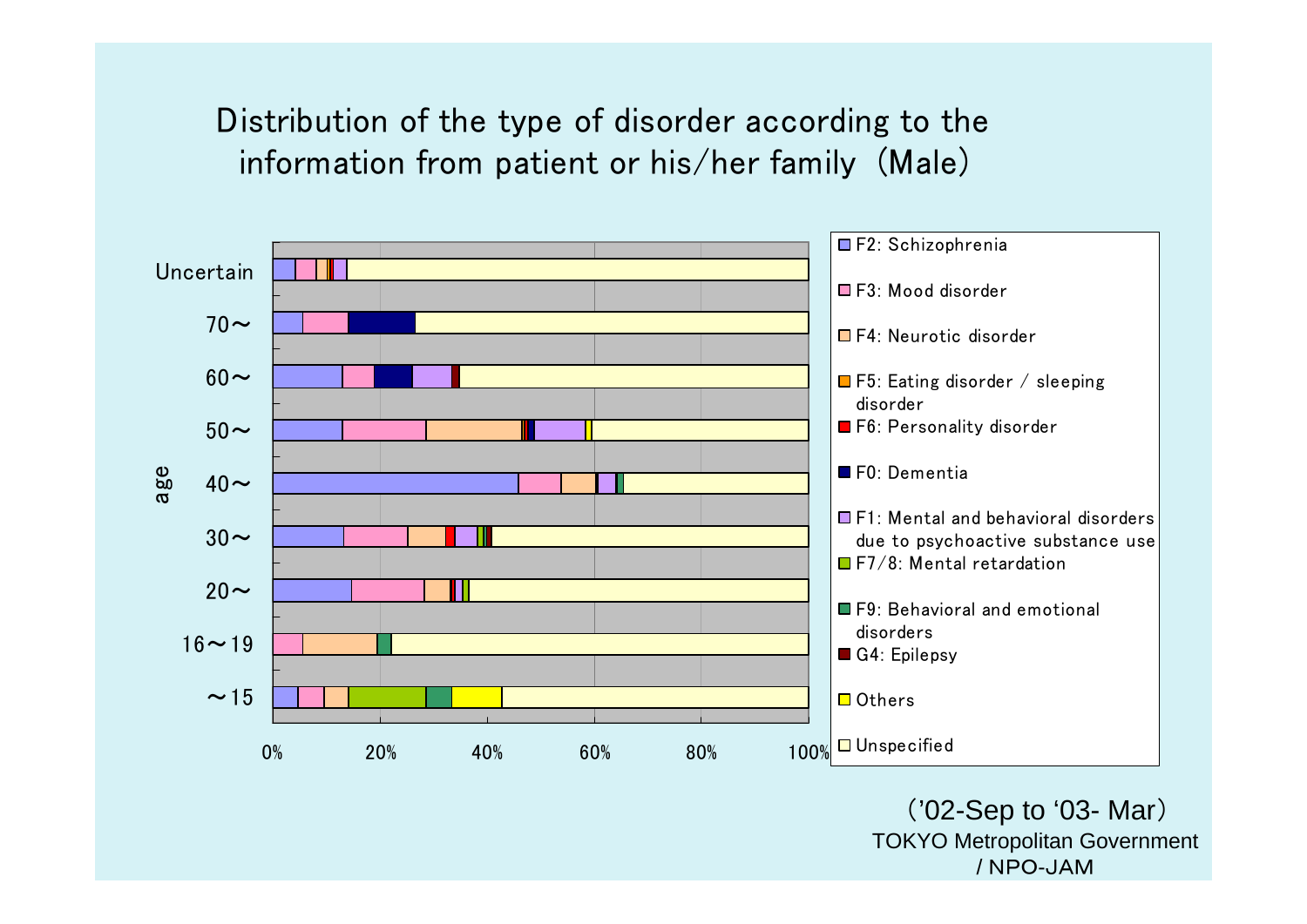# Distribution of the type of disorder according to the information from patient or his/her family (Male)

age: Uncertain, 70～, 60～, 50～, 40～, 30～, 20～, 16～19, ～15

0%  20%  40%  60%  80%  100%

- F2: Schizophrenia
- F3: Mood disorder
- F4: Neurotic disorder
- F5: Eating disorder / sleeping disorder
- F6: Personality disorder
- F0: Dementia
- F1: Mental and behavioral disorders due to psychoactive substance use
- F7/8: Mental retardation
- F9: Behavioral and emotional disorders
- G4: Epilepsy
- Others
- Unspecified

（'02-Sep to '03- Mar）
TOKYO Metropolitan Government / NPO-JAM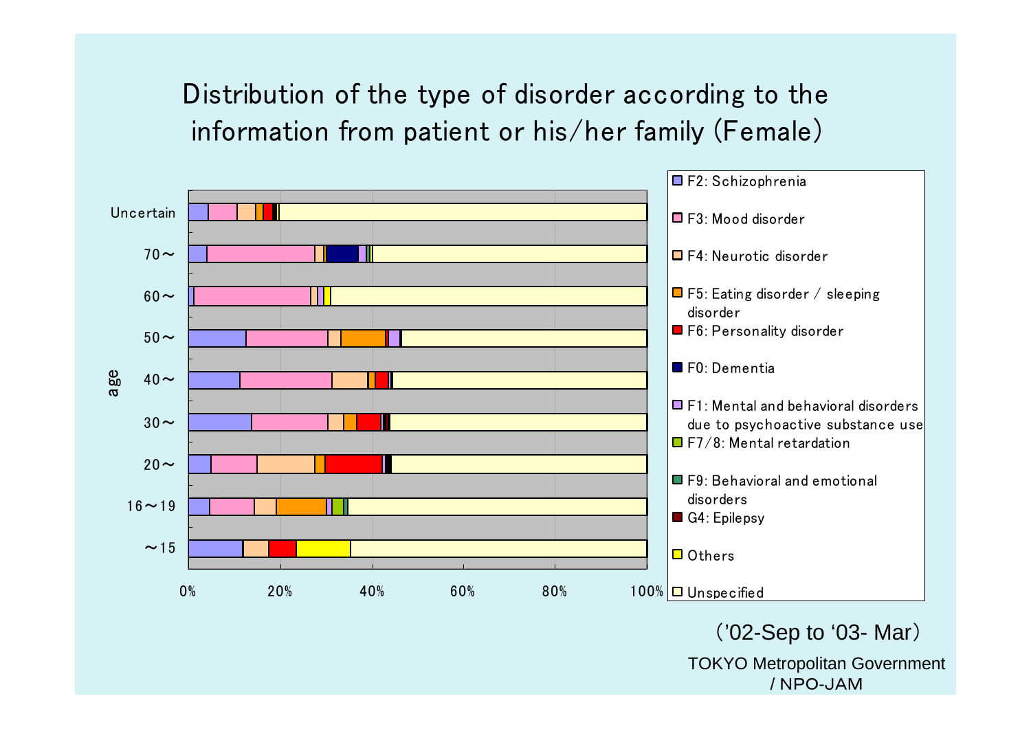# Distribution of the type of disorder according to the information from patient or his/her family (Female)

age

Uncertain
70～
60～
50～
40～
30～
20～
16～19
～15

0% 20% 40% 60% 80% 100%

- F2: Schizophrenia
- F3: Mood disorder
- F4: Neurotic disorder
- F5: Eating disorder / sleeping disorder
- F6: Personality disorder
- F0: Dementia
- F1: Mental and behavioral disorders due to psychoactive substance use
- F7/8: Mental retardation
- F9: Behavioral and emotional disorders
- G4: Epilepsy
- Others
- Unspecified

('02-Sep to '03- Mar)

TOKYO Metropolitan Government / NPO-JAM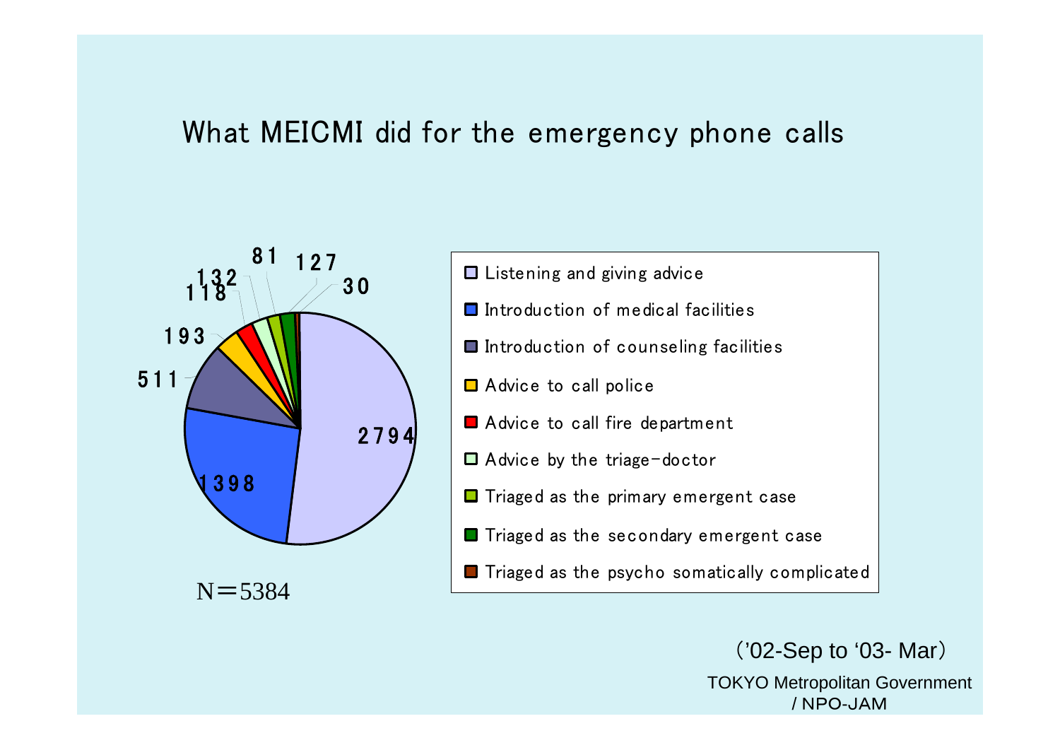## What MEICMI did for the emergency phone calls

| Category | Count |
|---|---|
| Listening and giving advice | 2794 |
| Introduction of medical facilities | 1398 |
| Introduction of counseling facilities | 511 |
| Advice to call police | 193 |
| Advice to call fire department | 118 |
| Advice by the triage-doctor | 132 |
| Triaged as the primary emergent case | 81 |
| Triaged as the secondary emergent case | 127 |
| Triaged as the psycho somatically complicated | 30 |

N＝5384

（'02-Sep to '03- Mar）

TOKYO Metropolitan Government / NPO-JAM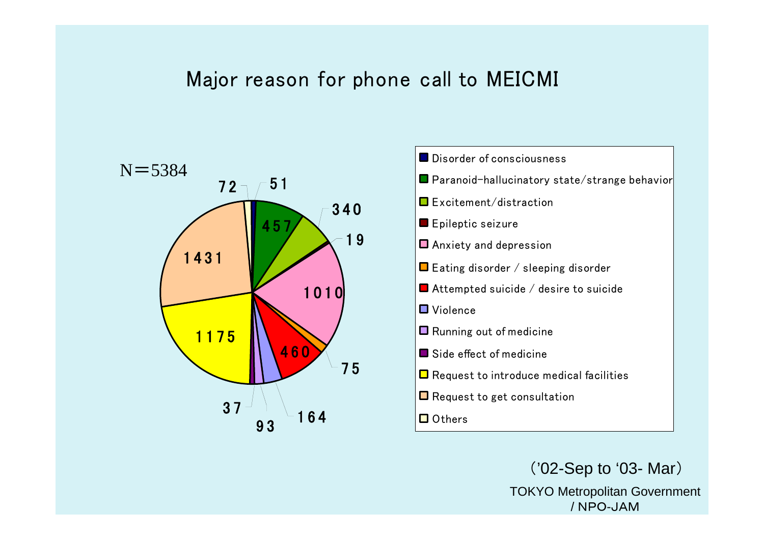# Major reason for phone call to MEICMI

N＝5384

| Reason | Count |
| --- | --- |
| Disorder of consciousness | 51 |
| Paranoid-hallucinatory state/strange behavior | 457 |
| Excitement/distraction | 340 |
| Epileptic seizure | 19 |
| Anxiety and depression | 1010 |
| Eating disorder / sleeping disorder | 75 |
| Attempted suicide / desire to suicide | 460 |
| Violence | 164 |
| Running out of medicine | 93 |
| Side effect of medicine | 37 |
| Request to introduce medical facilities | 1175 |
| Request to get consultation | 1431 |
| Others | 72 |

（'02-Sep to '03- Mar）

TOKYO Metropolitan Government / NPO-JAM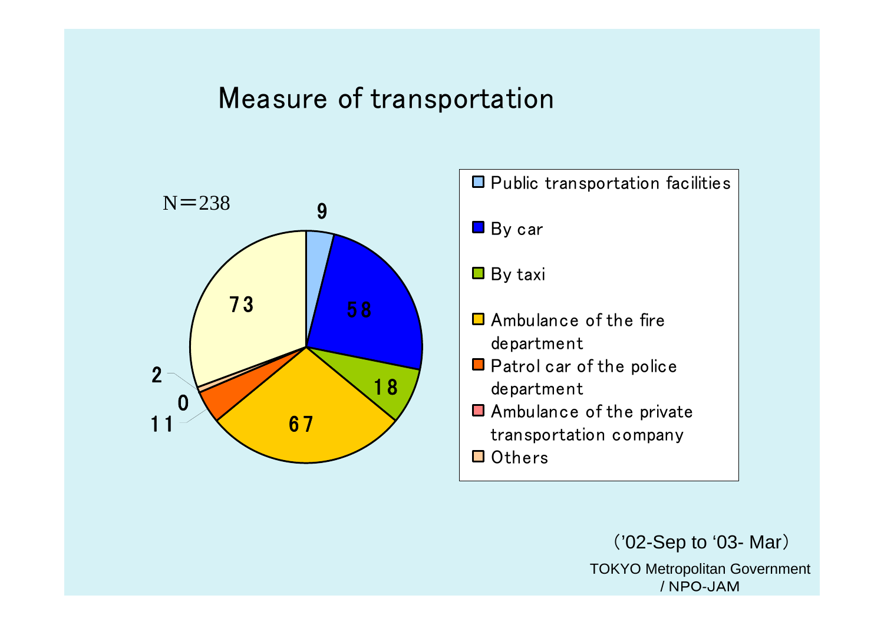# Measure of transportation

N＝238

| Measure of transportation | Number |
|---|---|
| Public transportation facilities | 9 |
| By car | 58 |
| By taxi | 18 |
| Ambulance of the fire department | 67 |
| Patrol car of the police department | 11 |
| Ambulance of the private transportation company | 0 |
| Others | 2 |
| (unlabeled in legend) | 73 |

（'02-Sep to '03- Mar）

TOKYO Metropolitan Government / NPO-JAM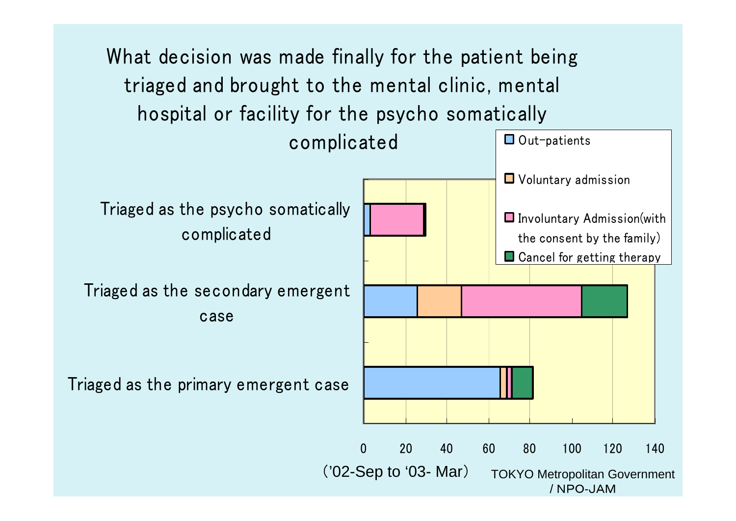# What decision was made finally for the patient being triaged and brought to the mental clinic, mental hospital or facility for the psycho somatically complicated

- Out-patients
- Voluntary admission
- Involuntary Admission(with the consent by the family)
- Cancel for getting therapy

Triaged as the psycho somatically complicated

Triaged as the secondary emergent case

Triaged as the primary emergent case

0 20 40 60 80 100 120 140

（'02-Sep to '03- Mar）

TOKYO Metropolitan Government / NPO-JAM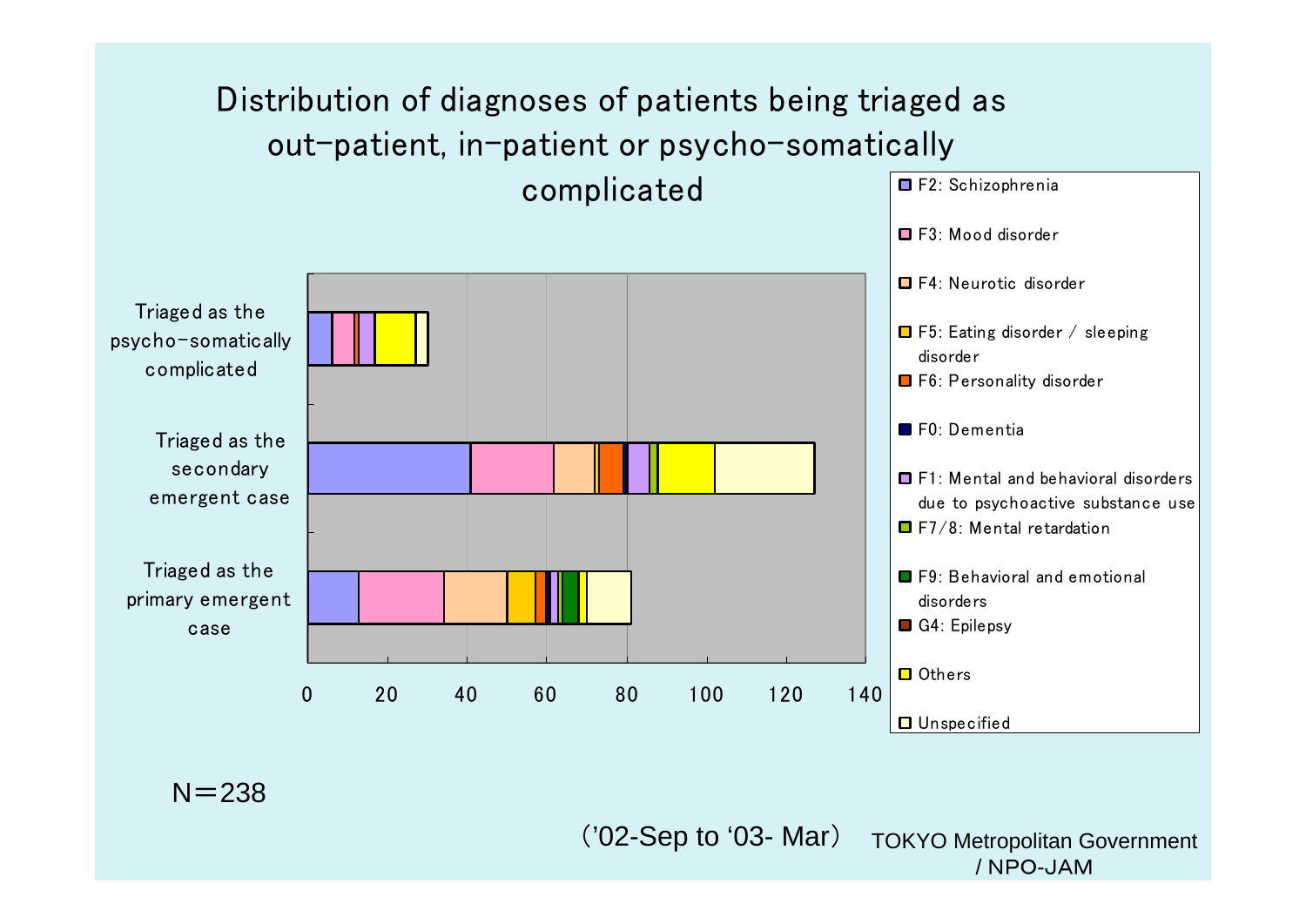# Distribution of diagnoses of patients being triaged as out-patient, in-patient or psycho-somatically complicated

Triaged as the psycho-somatically complicated

Triaged as the secondary emergent case

Triaged as the primary emergent case

0 20 40 60 80 100 120 140

F2: Schizophrenia
F3: Mood disorder
F4: Neurotic disorder
F5: Eating disorder / sleeping disorder
F6: Personality disorder
F0: Dementia
F1: Mental and behavioral disorders due to psychoactive substance use
F7/8: Mental retardation
F9: Behavioral and emotional disorders
G4: Epilepsy
Others
Unspecified

N＝238

（'02-Sep to '03- Mar）

TOKYO Metropolitan Government / NPO-JAM